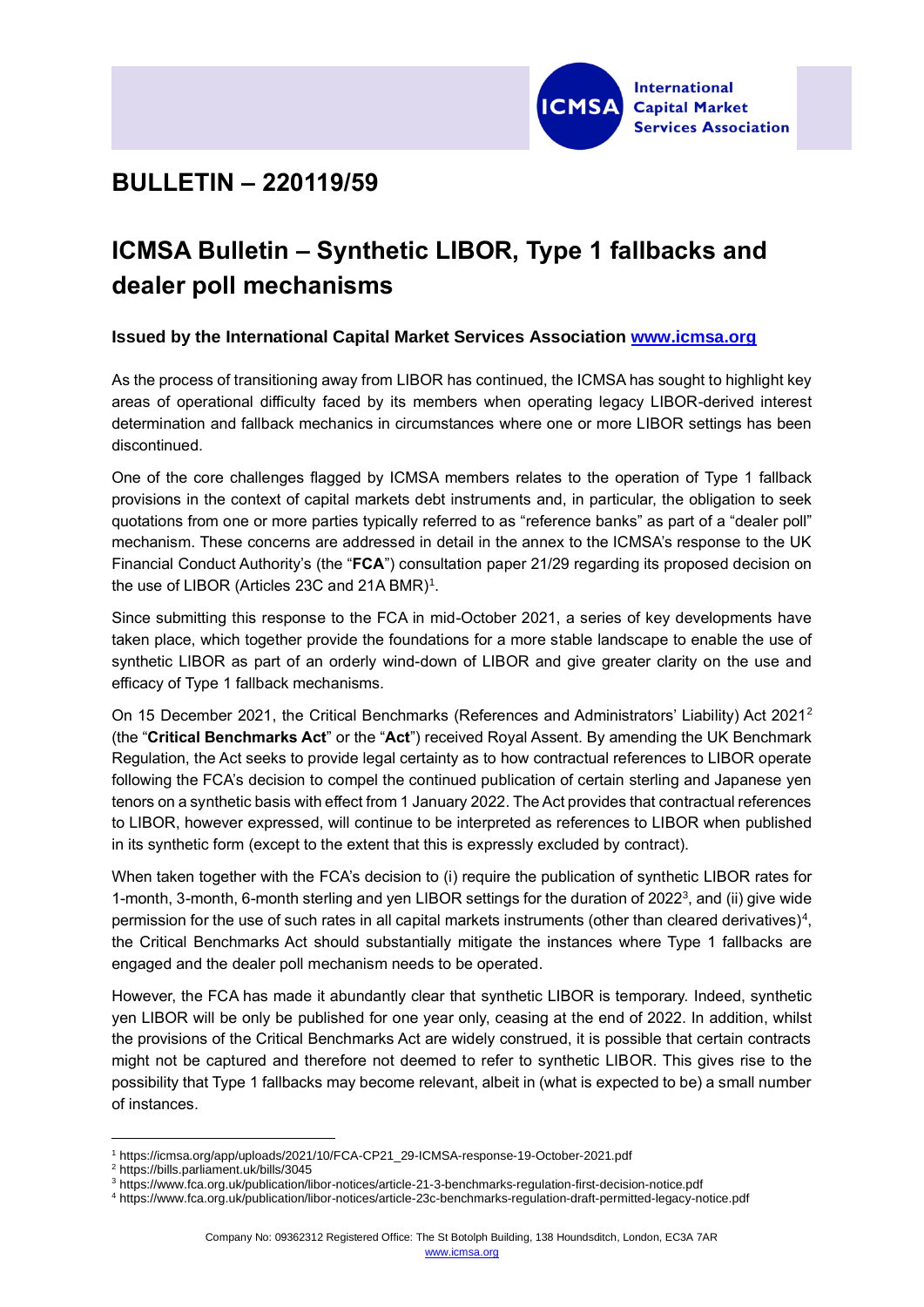ICMSA International Capital Market Services Association

# BULLETIN – 220119/59

# ICMSA Bulletin – Synthetic LIBOR, Type 1 fallbacks and dealer poll mechanisms

**Issued by the International Capital Market Services Association [www.icmsa.org](www.icmsa.org)**

As the process of transitioning away from LIBOR has continued, the ICMSA has sought to highlight key areas of operational difficulty faced by its members when operating legacy LIBOR-derived interest determination and fallback mechanics in circumstances where one or more LIBOR settings has been discontinued.

One of the core challenges flagged by ICMSA members relates to the operation of Type 1 fallback provisions in the context of capital markets debt instruments and, in particular, the obligation to seek quotations from one or more parties typically referred to as "reference banks" as part of a "dealer poll" mechanism. These concerns are addressed in detail in the annex to the ICMSA's response to the UK Financial Conduct Authority's (the "**FCA**") consultation paper 21/29 regarding its proposed decision on the use of LIBOR (Articles 23C and 21A BMR)[1].

Since submitting this response to the FCA in mid-October 2021, a series of key developments have taken place, which together provide the foundations for a more stable landscape to enable the use of synthetic LIBOR as part of an orderly wind-down of LIBOR and give greater clarity on the use and efficacy of Type 1 fallback mechanisms.

On 15 December 2021, the Critical Benchmarks (References and Administrators' Liability) Act 2021[2] (the "**Critical Benchmarks Act**" or the "**Act**") received Royal Assent. By amending the UK Benchmark Regulation, the Act seeks to provide legal certainty as to how contractual references to LIBOR operate following the FCA's decision to compel the continued publication of certain sterling and Japanese yen tenors on a synthetic basis with effect from 1 January 2022. The Act provides that contractual references to LIBOR, however expressed, will continue to be interpreted as references to LIBOR when published in its synthetic form (except to the extent that this is expressly excluded by contract).

When taken together with the FCA's decision to (i) require the publication of synthetic LIBOR rates for 1-month, 3-month, 6-month sterling and yen LIBOR settings for the duration of 2022[3], and (ii) give wide permission for the use of such rates in all capital markets instruments (other than cleared derivatives)[4], the Critical Benchmarks Act should substantially mitigate the instances where Type 1 fallbacks are engaged and the dealer poll mechanism needs to be operated.

However, the FCA has made it abundantly clear that synthetic LIBOR is temporary. Indeed, synthetic yen LIBOR will be only be published for one year only, ceasing at the end of 2022. In addition, whilst the provisions of the Critical Benchmarks Act are widely construed, it is possible that certain contracts might not be captured and therefore not deemed to refer to synthetic LIBOR. This gives rise to the possibility that Type 1 fallbacks may become relevant, albeit in (what is expected to be) a small number of instances.

---

[1] https://icmsa.org/app/uploads/2021/10/FCA-CP21_29-ICMSA-response-19-October-2021.pdf

[2] https://bills.parliament.uk/bills/3045

[3] https://www.fca.org.uk/publication/libor-notices/article-21-3-benchmarks-regulation-first-decision-notice.pdf

[4] https://www.fca.org.uk/publication/libor-notices/article-23c-benchmarks-regulation-draft-permitted-legacy-notice.pdf

Company No: 09362312 Registered Office: The St Botolph Building, 138 Houndsditch, London, EC3A 7AR
www.icmsa.org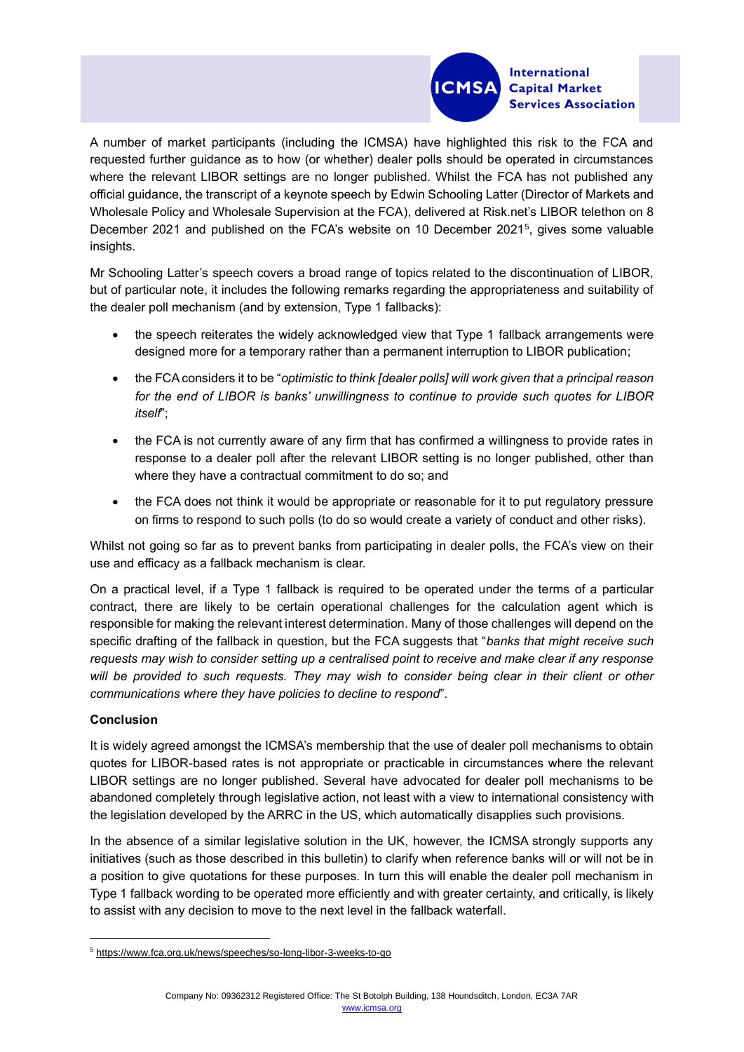A number of market participants (including the ICMSA) have highlighted this risk to the FCA and requested further guidance as to how (or whether) dealer polls should be operated in circumstances where the relevant LIBOR settings are no longer published. Whilst the FCA has not published any official guidance, the transcript of a keynote speech by Edwin Schooling Latter (Director of Markets and Wholesale Policy and Wholesale Supervision at the FCA), delivered at Risk.net's LIBOR telethon on 8 December 2021 and published on the FCA's website on 10 December 2021[5], gives some valuable insights.

Mr Schooling Latter's speech covers a broad range of topics related to the discontinuation of LIBOR, but of particular note, it includes the following remarks regarding the appropriateness and suitability of the dealer poll mechanism (and by extension, Type 1 fallbacks):

- the speech reiterates the widely acknowledged view that Type 1 fallback arrangements were designed more for a temporary rather than a permanent interruption to LIBOR publication;
- the FCA considers it to be "*optimistic to think [dealer polls] will work given that a principal reason for the end of LIBOR is banks' unwillingness to continue to provide such quotes for LIBOR itself*";
- the FCA is not currently aware of any firm that has confirmed a willingness to provide rates in response to a dealer poll after the relevant LIBOR setting is no longer published, other than where they have a contractual commitment to do so; and
- the FCA does not think it would be appropriate or reasonable for it to put regulatory pressure on firms to respond to such polls (to do so would create a variety of conduct and other risks).

Whilst not going so far as to prevent banks from participating in dealer polls, the FCA's view on their use and efficacy as a fallback mechanism is clear.

On a practical level, if a Type 1 fallback is required to be operated under the terms of a particular contract, there are likely to be certain operational challenges for the calculation agent which is responsible for making the relevant interest determination. Many of those challenges will depend on the specific drafting of the fallback in question, but the FCA suggests that "*banks that might receive such requests may wish to consider setting up a centralised point to receive and make clear if any response will be provided to such requests. They may wish to consider being clear in their client or other communications where they have policies to decline to respond*".

**Conclusion**

It is widely agreed amongst the ICMSA's membership that the use of dealer poll mechanisms to obtain quotes for LIBOR-based rates is not appropriate or practicable in circumstances where the relevant LIBOR settings are no longer published. Several have advocated for dealer poll mechanisms to be abandoned completely through legislative action, not least with a view to international consistency with the legislation developed by the ARRC in the US, which automatically disapplies such provisions.

In the absence of a similar legislative solution in the UK, however, the ICMSA strongly supports any initiatives (such as those described in this bulletin) to clarify when reference banks will or will not be in a position to give quotations for these purposes. In turn this will enable the dealer poll mechanism in Type 1 fallback wording to be operated more efficiently and with greater certainty, and critically, is likely to assist with any decision to move to the next level in the fallback waterfall.

[5] https://www.fca.org.uk/news/speeches/so-long-libor-3-weeks-to-go